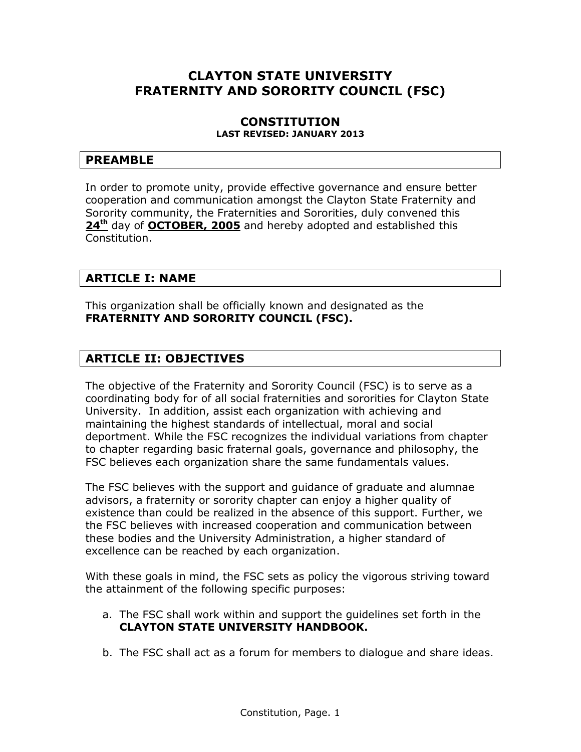# CLAYTON STATE UNIVERSITY
# FRATERNITY AND SORORITY COUNCIL (FSC)

## CONSTITUTION

**LAST REVISED: JANUARY 2013**

## PREAMBLE

In order to promote unity, provide effective governance and ensure better cooperation and communication amongst the Clayton State Fraternity and Sorority community, the Fraternities and Sororities, duly convened this **24th** day of **OCTOBER, 2005** and hereby adopted and established this Constitution.

## ARTICLE I: NAME

This organization shall be officially known and designated as the **FRATERNITY AND SORORITY COUNCIL (FSC).**

## ARTICLE II: OBJECTIVES

The objective of the Fraternity and Sorority Council (FSC) is to serve as a coordinating body for of all social fraternities and sororities for Clayton State University. In addition, assist each organization with achieving and maintaining the highest standards of intellectual, moral and social deportment. While the FSC recognizes the individual variations from chapter to chapter regarding basic fraternal goals, governance and philosophy, the FSC believes each organization share the same fundamentals values.

The FSC believes with the support and guidance of graduate and alumnae advisors, a fraternity or sorority chapter can enjoy a higher quality of existence than could be realized in the absence of this support. Further, we the FSC believes with increased cooperation and communication between these bodies and the University Administration, a higher standard of excellence can be reached by each organization.

With these goals in mind, the FSC sets as policy the vigorous striving toward the attainment of the following specific purposes:

a. The FSC shall work within and support the guidelines set forth in the **CLAYTON STATE UNIVERSITY HANDBOOK.**

b. The FSC shall act as a forum for members to dialogue and share ideas.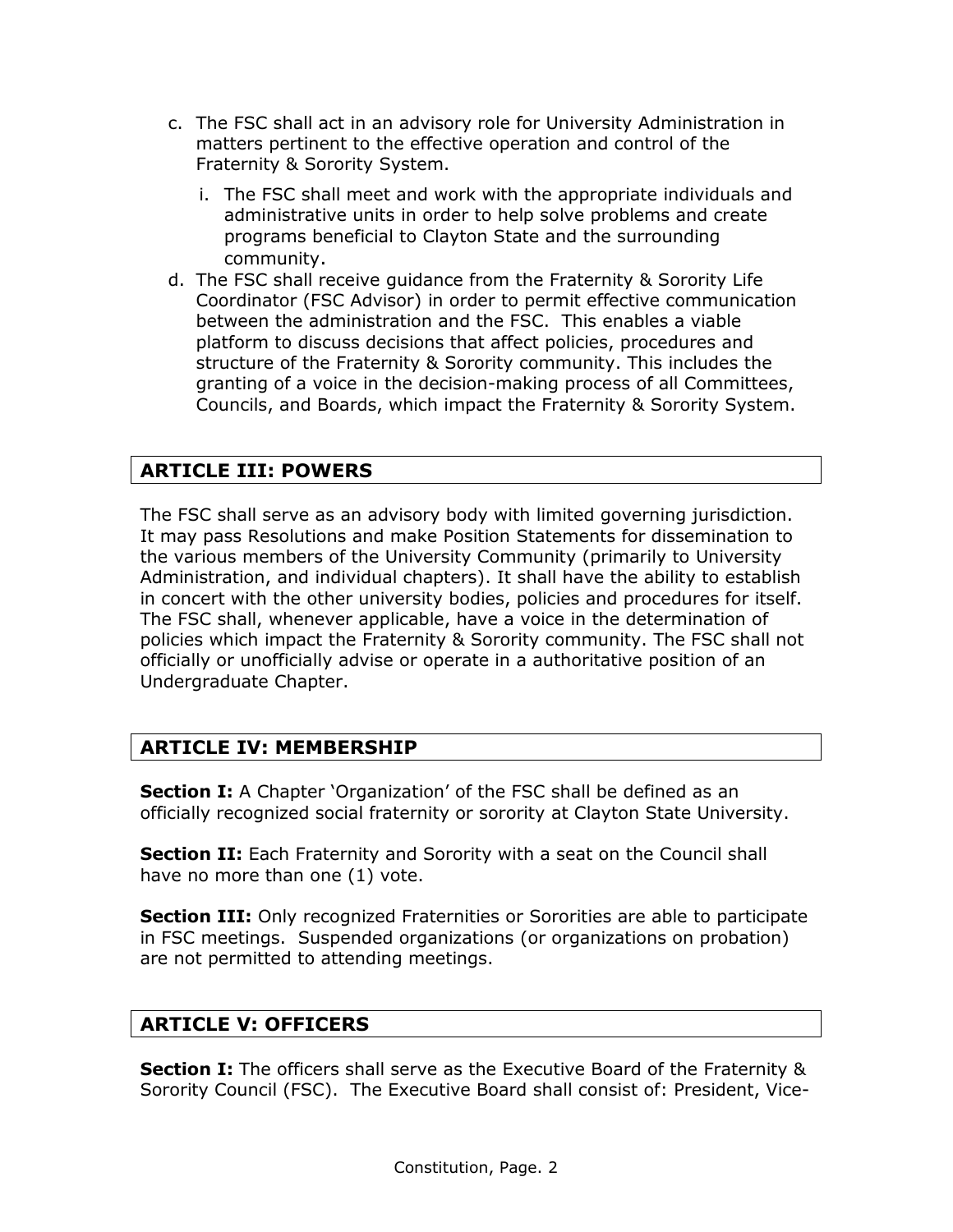c. The FSC shall act in an advisory role for University Administration in matters pertinent to the effective operation and control of the Fraternity & Sorority System.
    i. The FSC shall meet and work with the appropriate individuals and administrative units in order to help solve problems and create programs beneficial to Clayton State and the surrounding community.
d. The FSC shall receive guidance from the Fraternity & Sorority Life Coordinator (FSC Advisor) in order to permit effective communication between the administration and the FSC. This enables a viable platform to discuss decisions that affect policies, procedures and structure of the Fraternity & Sorority community. This includes the granting of a voice in the decision-making process of all Committees, Councils, and Boards, which impact the Fraternity & Sorority System.

## ARTICLE III: POWERS

The FSC shall serve as an advisory body with limited governing jurisdiction. It may pass Resolutions and make Position Statements for dissemination to the various members of the University Community (primarily to University Administration, and individual chapters). It shall have the ability to establish in concert with the other university bodies, policies and procedures for itself. The FSC shall, whenever applicable, have a voice in the determination of policies which impact the Fraternity & Sorority community. The FSC shall not officially or unofficially advise or operate in a authoritative position of an Undergraduate Chapter.

## ARTICLE IV: MEMBERSHIP

**Section I:** A Chapter 'Organization' of the FSC shall be defined as an officially recognized social fraternity or sorority at Clayton State University.

**Section II:** Each Fraternity and Sorority with a seat on the Council shall have no more than one (1) vote.

**Section III:** Only recognized Fraternities or Sororities are able to participate in FSC meetings. Suspended organizations (or organizations on probation) are not permitted to attending meetings.

## ARTICLE V: OFFICERS

**Section I:** The officers shall serve as the Executive Board of the Fraternity & Sorority Council (FSC). The Executive Board shall consist of: President, Vice-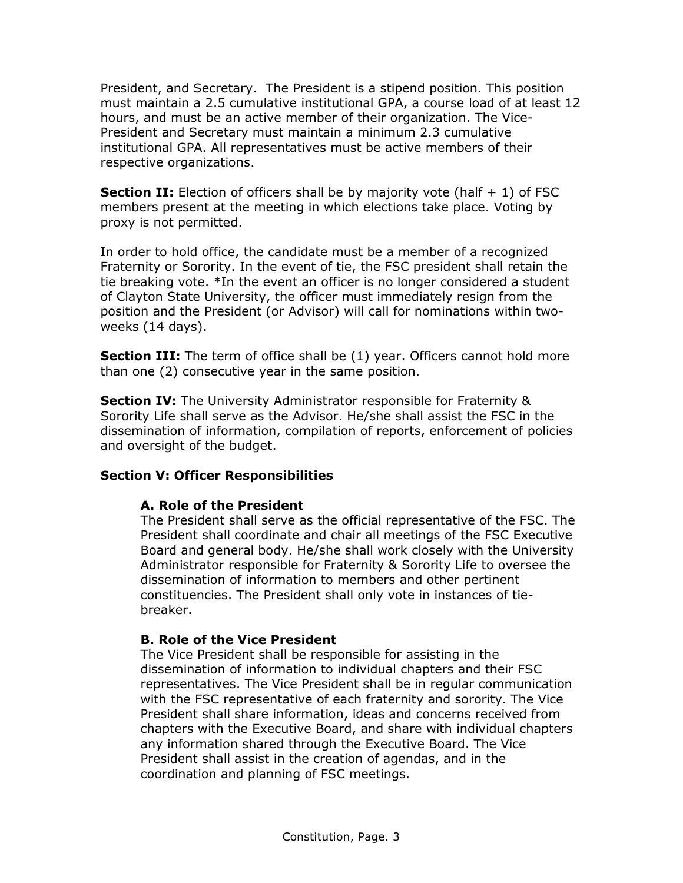President, and Secretary. The President is a stipend position. This position must maintain a 2.5 cumulative institutional GPA, a course load of at least 12 hours, and must be an active member of their organization. The Vice-President and Secretary must maintain a minimum 2.3 cumulative institutional GPA. All representatives must be active members of their respective organizations.

**Section II:** Election of officers shall be by majority vote (half + 1) of FSC members present at the meeting in which elections take place. Voting by proxy is not permitted.

In order to hold office, the candidate must be a member of a recognized Fraternity or Sorority. In the event of tie, the FSC president shall retain the tie breaking vote. *In the event an officer is no longer considered a student of Clayton State University, the officer must immediately resign from the position and the President (or Advisor) will call for nominations within two-weeks (14 days).

**Section III:** The term of office shall be (1) year. Officers cannot hold more than one (2) consecutive year in the same position.

**Section IV:** The University Administrator responsible for Fraternity & Sorority Life shall serve as the Advisor. He/she shall assist the FSC in the dissemination of information, compilation of reports, enforcement of policies and oversight of the budget.

**Section V: Officer Responsibilities**

**A. Role of the President**
The President shall serve as the official representative of the FSC. The President shall coordinate and chair all meetings of the FSC Executive Board and general body. He/she shall work closely with the University Administrator responsible for Fraternity & Sorority Life to oversee the dissemination of information to members and other pertinent constituencies. The President shall only vote in instances of tie-breaker.

**B. Role of the Vice President**
The Vice President shall be responsible for assisting in the dissemination of information to individual chapters and their FSC representatives. The Vice President shall be in regular communication with the FSC representative of each fraternity and sorority. The Vice President shall share information, ideas and concerns received from chapters with the Executive Board, and share with individual chapters any information shared through the Executive Board. The Vice President shall assist in the creation of agendas, and in the coordination and planning of FSC meetings.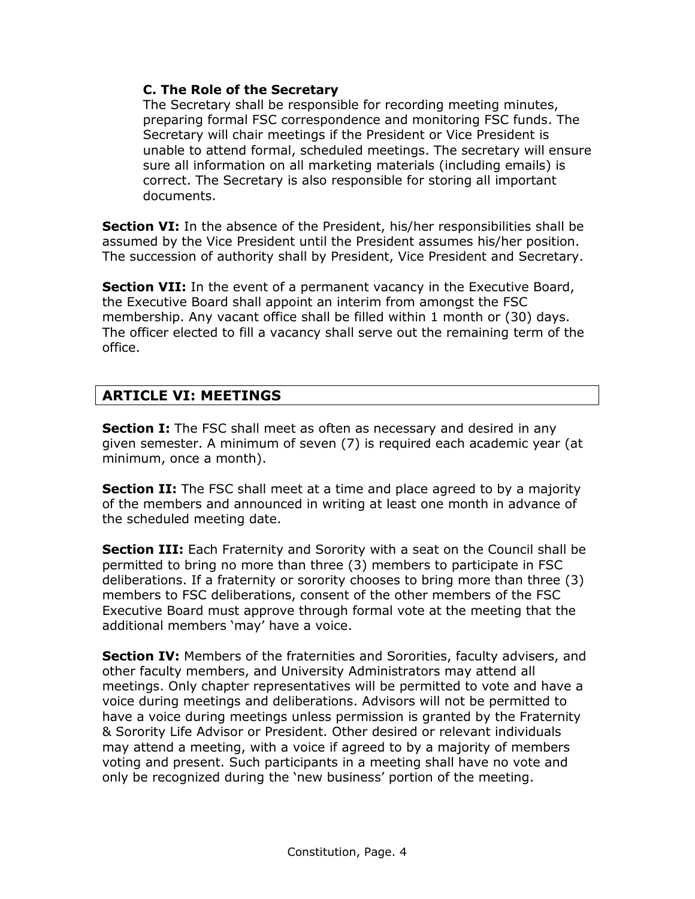### C. The Role of the Secretary

The Secretary shall be responsible for recording meeting minutes, preparing formal FSC correspondence and monitoring FSC funds. The Secretary will chair meetings if the President or Vice President is unable to attend formal, scheduled meetings. The secretary will ensure sure all information on all marketing materials (including emails) is correct. The Secretary is also responsible for storing all important documents.

**Section VI:** In the absence of the President, his/her responsibilities shall be assumed by the Vice President until the President assumes his/her position. The succession of authority shall by President, Vice President and Secretary.

**Section VII:** In the event of a permanent vacancy in the Executive Board, the Executive Board shall appoint an interim from amongst the FSC membership. Any vacant office shall be filled within 1 month or (30) days. The officer elected to fill a vacancy shall serve out the remaining term of the office.

## ARTICLE VI: MEETINGS

**Section I:** The FSC shall meet as often as necessary and desired in any given semester. A minimum of seven (7) is required each academic year (at minimum, once a month).

**Section II:** The FSC shall meet at a time and place agreed to by a majority of the members and announced in writing at least one month in advance of the scheduled meeting date.

**Section III:** Each Fraternity and Sorority with a seat on the Council shall be permitted to bring no more than three (3) members to participate in FSC deliberations. If a fraternity or sorority chooses to bring more than three (3) members to FSC deliberations, consent of the other members of the FSC Executive Board must approve through formal vote at the meeting that the additional members 'may' have a voice.

**Section IV:** Members of the fraternities and Sororities, faculty advisers, and other faculty members, and University Administrators may attend all meetings. Only chapter representatives will be permitted to vote and have a voice during meetings and deliberations. Advisors will not be permitted to have a voice during meetings unless permission is granted by the Fraternity & Sorority Life Advisor or President. Other desired or relevant individuals may attend a meeting, with a voice if agreed to by a majority of members voting and present. Such participants in a meeting shall have no vote and only be recognized during the 'new business' portion of the meeting.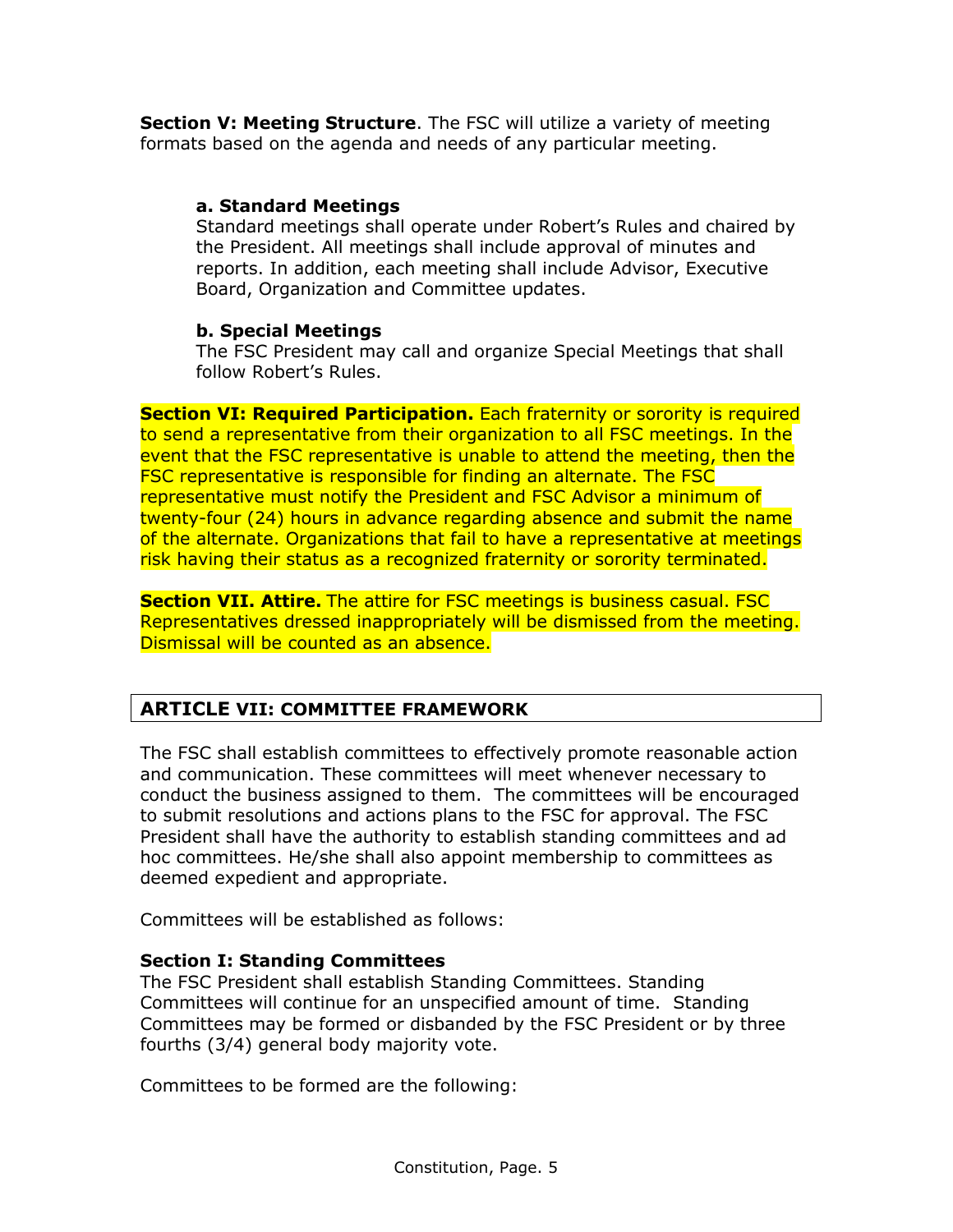**Section V: Meeting Structure**. The FSC will utilize a variety of meeting formats based on the agenda and needs of any particular meeting.

**a. Standard Meetings**
Standard meetings shall operate under Robert's Rules and chaired by the President. All meetings shall include approval of minutes and reports. In addition, each meeting shall include Advisor, Executive Board, Organization and Committee updates.

**b. Special Meetings**
The FSC President may call and organize Special Meetings that shall follow Robert's Rules.

**Section VI: Required Participation.** Each fraternity or sorority is required to send a representative from their organization to all FSC meetings. In the event that the FSC representative is unable to attend the meeting, then the FSC representative is responsible for finding an alternate. The FSC representative must notify the President and FSC Advisor a minimum of twenty-four (24) hours in advance regarding absence and submit the name of the alternate. Organizations that fail to have a representative at meetings risk having their status as a recognized fraternity or sorority terminated.

**Section VII. Attire.** The attire for FSC meetings is business casual. FSC Representatives dressed inappropriately will be dismissed from the meeting. Dismissal will be counted as an absence.

## ARTICLE VII: COMMITTEE FRAMEWORK

The FSC shall establish committees to effectively promote reasonable action and communication. These committees will meet whenever necessary to conduct the business assigned to them. The committees will be encouraged to submit resolutions and actions plans to the FSC for approval. The FSC President shall have the authority to establish standing committees and ad hoc committees. He/she shall also appoint membership to committees as deemed expedient and appropriate.

Committees will be established as follows:

**Section I: Standing Committees**
The FSC President shall establish Standing Committees. Standing Committees will continue for an unspecified amount of time. Standing Committees may be formed or disbanded by the FSC President or by three fourths (3/4) general body majority vote.

Committees to be formed are the following: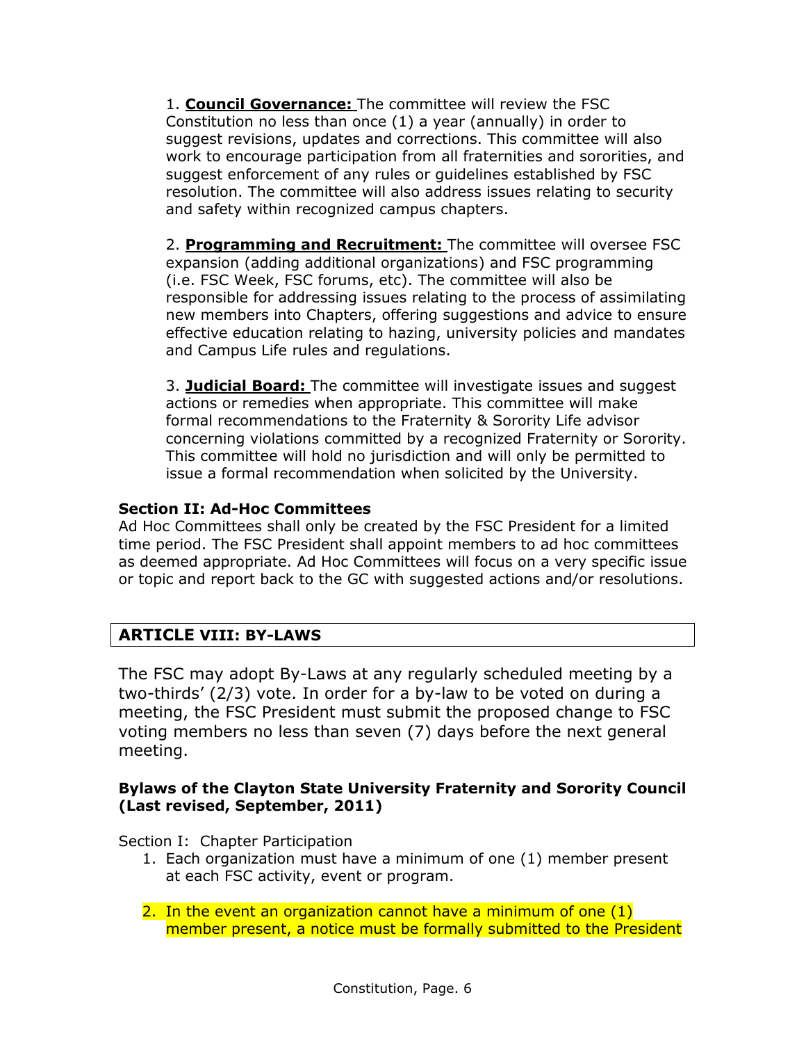1. **Council Governance:** The committee will review the FSC Constitution no less than once (1) a year (annually) in order to suggest revisions, updates and corrections. This committee will also work to encourage participation from all fraternities and sororities, and suggest enforcement of any rules or guidelines established by FSC resolution. The committee will also address issues relating to security and safety within recognized campus chapters.

2. **Programming and Recruitment:** The committee will oversee FSC expansion (adding additional organizations) and FSC programming (i.e. FSC Week, FSC forums, etc). The committee will also be responsible for addressing issues relating to the process of assimilating new members into Chapters, offering suggestions and advice to ensure effective education relating to hazing, university policies and mandates and Campus Life rules and regulations.

3. **Judicial Board:** The committee will investigate issues and suggest actions or remedies when appropriate. This committee will make formal recommendations to the Fraternity & Sorority Life advisor concerning violations committed by a recognized Fraternity or Sorority. This committee will hold no jurisdiction and will only be permitted to issue a formal recommendation when solicited by the University.

**Section II: Ad-Hoc Committees**

Ad Hoc Committees shall only be created by the FSC President for a limited time period. The FSC President shall appoint members to ad hoc committees as deemed appropriate. Ad Hoc Committees will focus on a very specific issue or topic and report back to the GC with suggested actions and/or resolutions.

## ARTICLE VIII: BY-LAWS

The FSC may adopt By-Laws at any regularly scheduled meeting by a two-thirds' (2/3) vote. In order for a by-law to be voted on during a meeting, the FSC President must submit the proposed change to FSC voting members no less than seven (7) days before the next general meeting.

**Bylaws of the Clayton State University Fraternity and Sorority Council (Last revised, September, 2011)**

Section I: Chapter Participation

1. Each organization must have a minimum of one (1) member present at each FSC activity, event or program.

2. In the event an organization cannot have a minimum of one (1) member present, a notice must be formally submitted to the President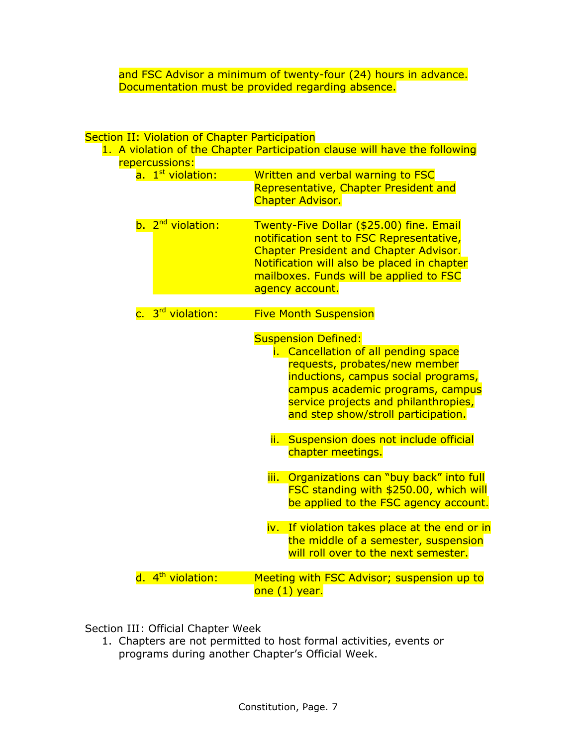and FSC Advisor a minimum of twenty-four (24) hours in advance. Documentation must be provided regarding absence.

Section II: Violation of Chapter Participation

1. A violation of the Chapter Participation clause will have the following repercussions:
   a. 1st violation: Written and verbal warning to FSC Representative, Chapter President and Chapter Advisor.

   b. 2nd violation: Twenty-Five Dollar ($25.00) fine. Email notification sent to FSC Representative, Chapter President and Chapter Advisor. Notification will also be placed in chapter mailboxes. Funds will be applied to FSC agency account.

   c. 3rd violation: Five Month Suspension

      Suspension Defined:
      i. Cancellation of all pending space requests, probates/new member inductions, campus social programs, campus academic programs, campus service projects and philanthropies, and step show/stroll participation.

      ii. Suspension does not include official chapter meetings.

      iii. Organizations can "buy back" into full FSC standing with $250.00, which will be applied to the FSC agency account.

      iv. If violation takes place at the end or in the middle of a semester, suspension will roll over to the next semester.

   d. 4th violation: Meeting with FSC Advisor; suspension up to one (1) year.

Section III: Official Chapter Week

1. Chapters are not permitted to host formal activities, events or programs during another Chapter's Official Week.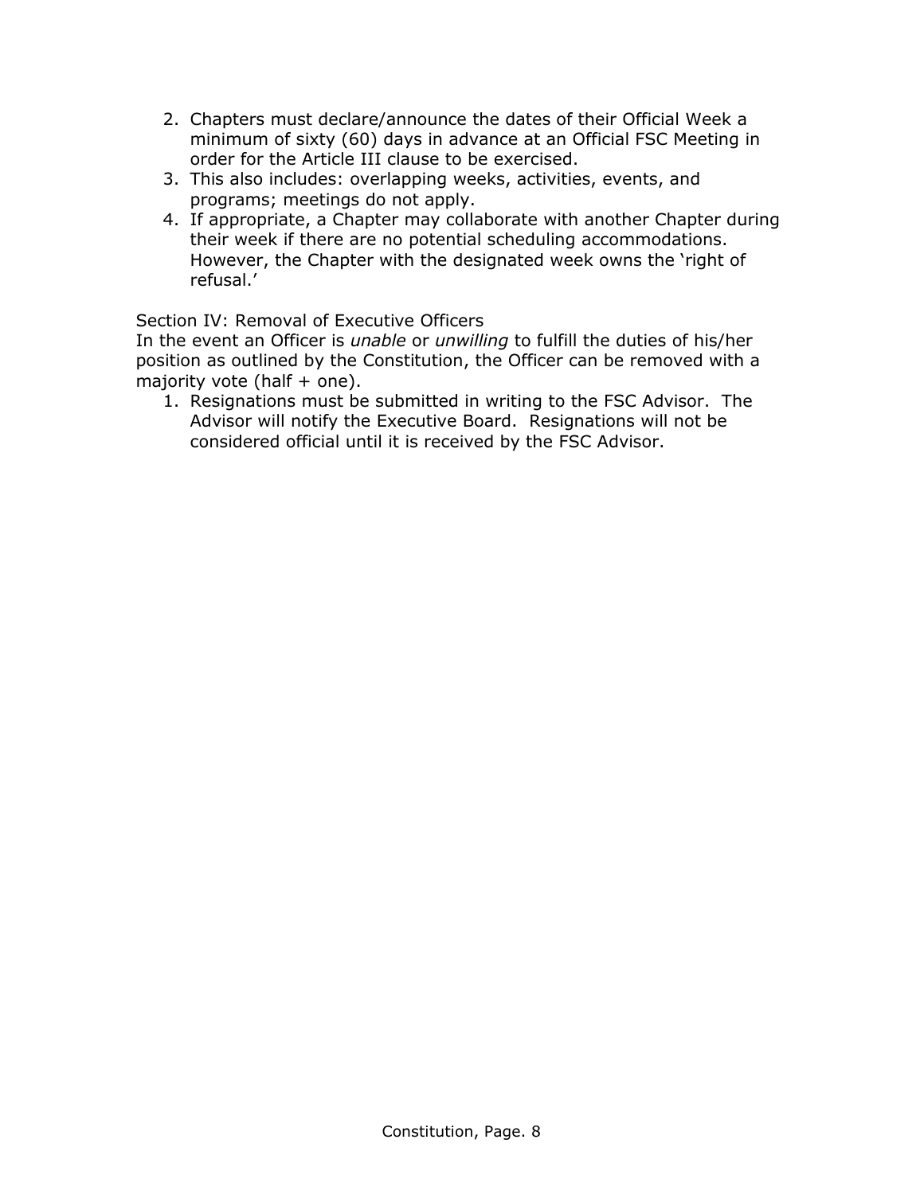2. Chapters must declare/announce the dates of their Official Week a minimum of sixty (60) days in advance at an Official FSC Meeting in order for the Article III clause to be exercised.
3. This also includes: overlapping weeks, activities, events, and programs; meetings do not apply.
4. If appropriate, a Chapter may collaborate with another Chapter during their week if there are no potential scheduling accommodations. However, the Chapter with the designated week owns the 'right of refusal.'

Section IV: Removal of Executive Officers

In the event an Officer is *unable* or *unwilling* to fulfill the duties of his/her position as outlined by the Constitution, the Officer can be removed with a majority vote (half + one).

1. Resignations must be submitted in writing to the FSC Advisor. The Advisor will notify the Executive Board. Resignations will not be considered official until it is received by the FSC Advisor.